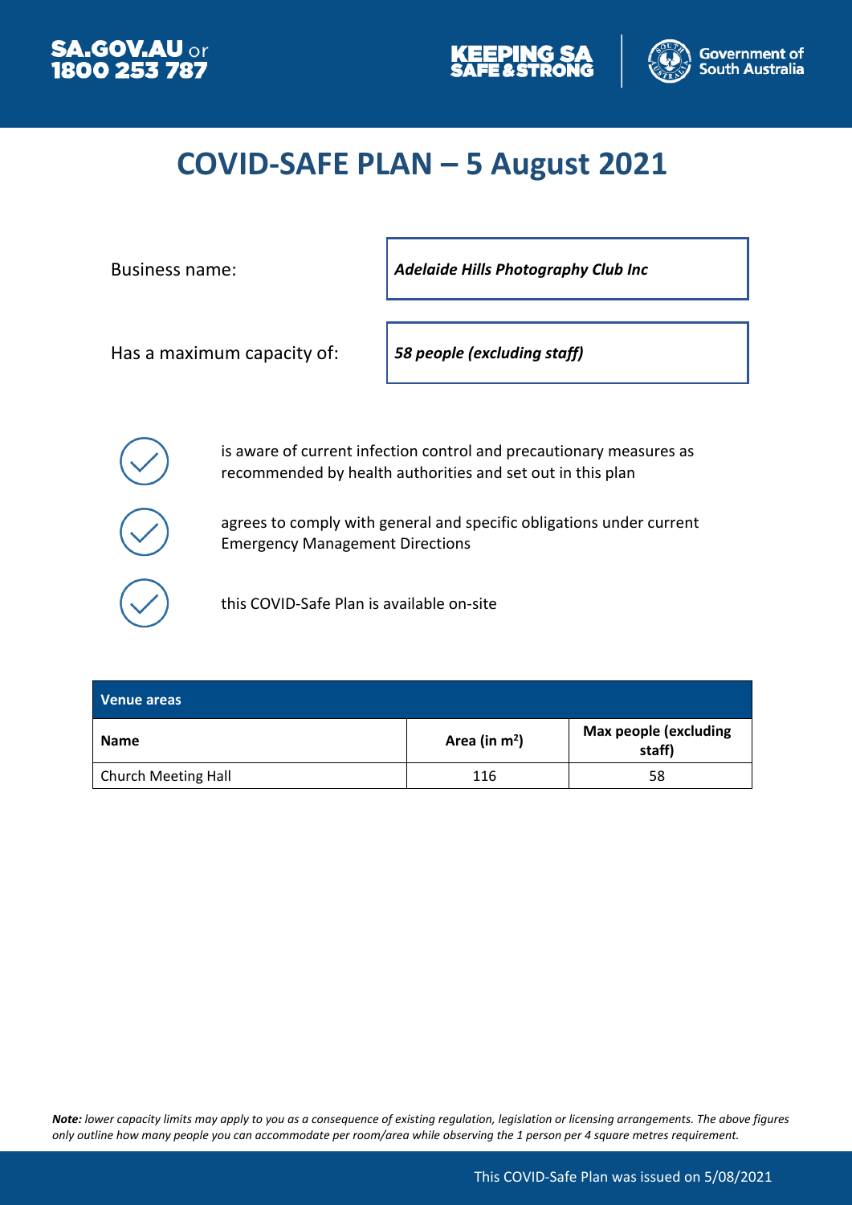SA.GOV.AU or 1800 253 787

KEEPING SA SAFE & STRONG

Government of South Australia

# COVID-SAFE PLAN – 5 August 2021

| | |
|---|---|
| Business name: | ***Adelaide Hills Photography Club Inc*** |
| Has a maximum capacity of: | ***58 people (excluding staff)*** |

- ✓ is aware of current infection control and precautionary measures as recommended by health authorities and set out in this plan
- ✓ agrees to comply with general and specific obligations under current Emergency Management Directions
- ✓ this COVID-Safe Plan is available on-site

| Venue areas | | |
|---|---|---|
| **Name** | **Area (in m$^2$)** | **Max people (excluding staff)** |
| Church Meeting Hall | 116 | 58 |

***Note:*** *lower capacity limits may apply to you as a consequence of existing regulation, legislation or licensing arrangements. The above figures only outline how many people you can accommodate per room/area while observing the 1 person per 4 square metres requirement.*

This COVID-Safe Plan was issued on 5/08/2021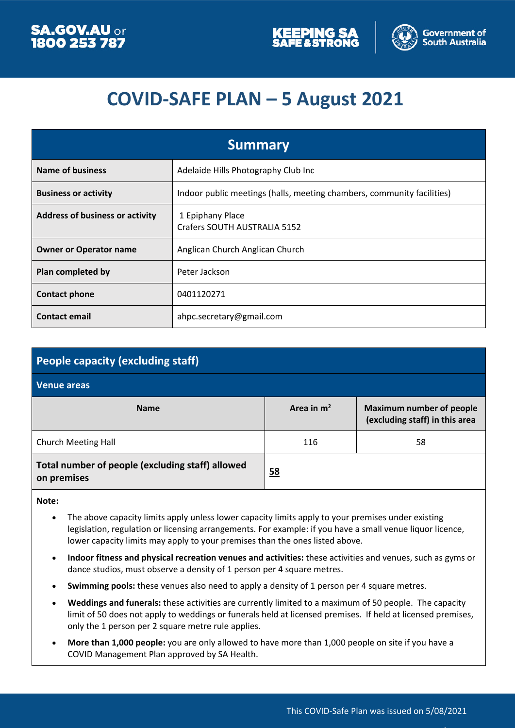# COVID-SAFE PLAN – 5 August 2021

| Summary | |
|---|---|
| **Name of business** | Adelaide Hills Photography Club Inc |
| **Business or activity** | Indoor public meetings (halls, meeting chambers, community facilities) |
| **Address of business or activity** | 1 Epiphany Place<br>Crafers SOUTH AUSTRALIA 5152 |
| **Owner or Operator name** | Anglican Church Anglican Church |
| **Plan completed by** | Peter Jackson |
| **Contact phone** | 0401120271 |
| **Contact email** | ahpc.secretary@gmail.com |

## People capacity (excluding staff)

### Venue areas

| Name | Area in m² | Maximum number of people (excluding staff) in this area |
|---|---|---|
| Church Meeting Hall | 116 | 58 |
| **Total number of people (excluding staff) allowed on premises** | **58** | |

**Note:**

- The above capacity limits apply unless lower capacity limits apply to your premises under existing legislation, regulation or licensing arrangements. For example: if you have a small venue liquor licence, lower capacity limits may apply to your premises than the ones listed above.
- **Indoor fitness and physical recreation venues and activities:** these activities and venues, such as gyms or dance studios, must observe a density of 1 person per 4 square metres.
- **Swimming pools:** these venues also need to apply a density of 1 person per 4 square metres.
- **Weddings and funerals:** these activities are currently limited to a maximum of 50 people. The capacity limit of 50 does not apply to weddings or funerals held at licensed premises. If held at licensed premises, only the 1 person per 2 square metre rule applies.
- **More than 1,000 people:** you are only allowed to have more than 1,000 people on site if you have a COVID Management Plan approved by SA Health.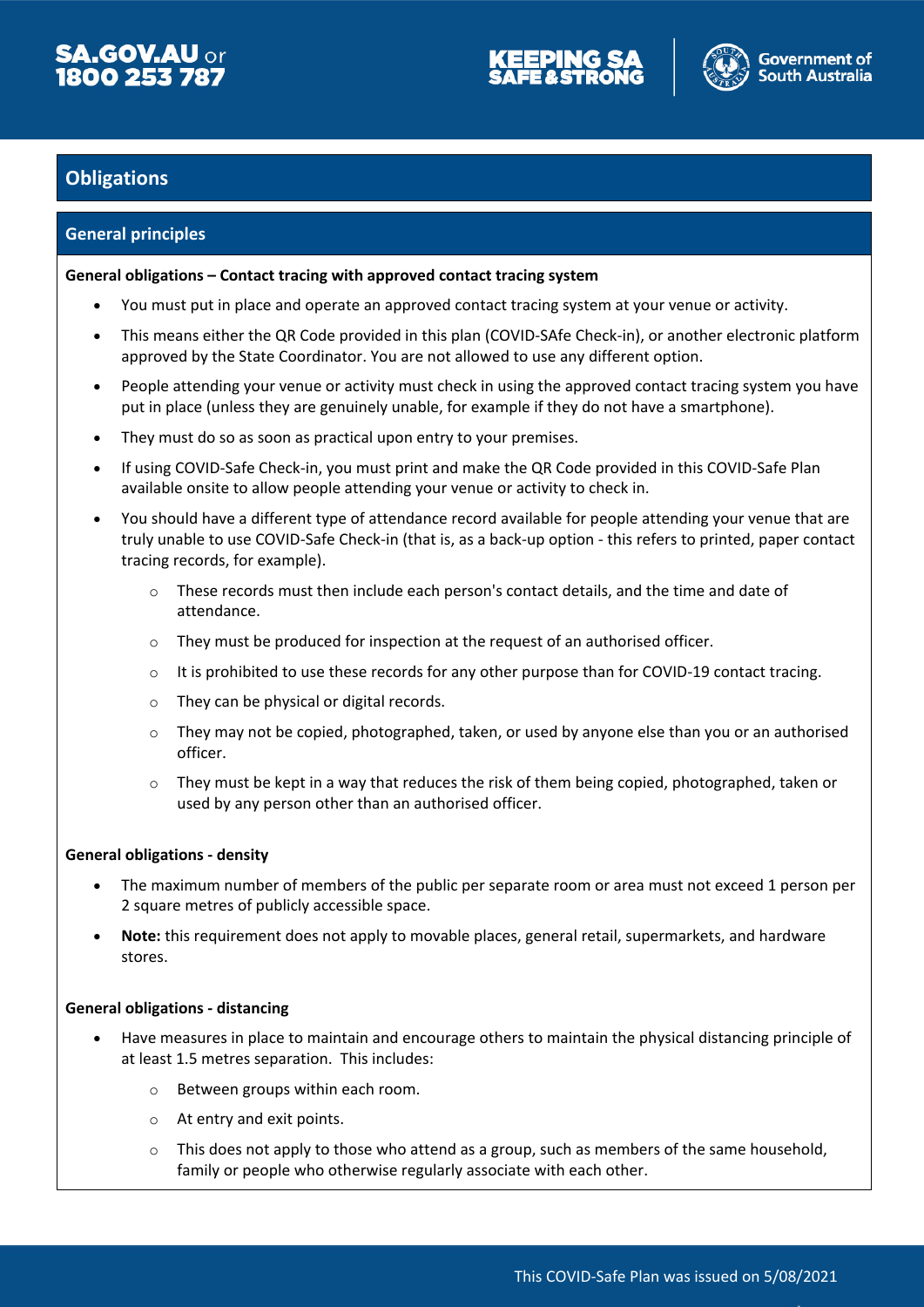## Obligations

### General principles

**General obligations – Contact tracing with approved contact tracing system**

- You must put in place and operate an approved contact tracing system at your venue or activity.
- This means either the QR Code provided in this plan (COVID-SAfe Check-in), or another electronic platform approved by the State Coordinator. You are not allowed to use any different option.
- People attending your venue or activity must check in using the approved contact tracing system you have put in place (unless they are genuinely unable, for example if they do not have a smartphone).
- They must do so as soon as practical upon entry to your premises.
- If using COVID-Safe Check-in, you must print and make the QR Code provided in this COVID-Safe Plan available onsite to allow people attending your venue or activity to check in.
- You should have a different type of attendance record available for people attending your venue that are truly unable to use COVID-Safe Check-in (that is, as a back-up option - this refers to printed, paper contact tracing records, for example).
  - These records must then include each person's contact details, and the time and date of attendance.
  - They must be produced for inspection at the request of an authorised officer.
  - It is prohibited to use these records for any other purpose than for COVID-19 contact tracing.
  - They can be physical or digital records.
  - They may not be copied, photographed, taken, or used by anyone else than you or an authorised officer.
  - They must be kept in a way that reduces the risk of them being copied, photographed, taken or used by any person other than an authorised officer.

**General obligations - density**

- The maximum number of members of the public per separate room or area must not exceed 1 person per 2 square metres of publicly accessible space.
- **Note:** this requirement does not apply to movable places, general retail, supermarkets, and hardware stores.

**General obligations - distancing**

- Have measures in place to maintain and encourage others to maintain the physical distancing principle of at least 1.5 metres separation. This includes:
  - Between groups within each room.
  - At entry and exit points.
  - This does not apply to those who attend as a group, such as members of the same household, family or people who otherwise regularly associate with each other.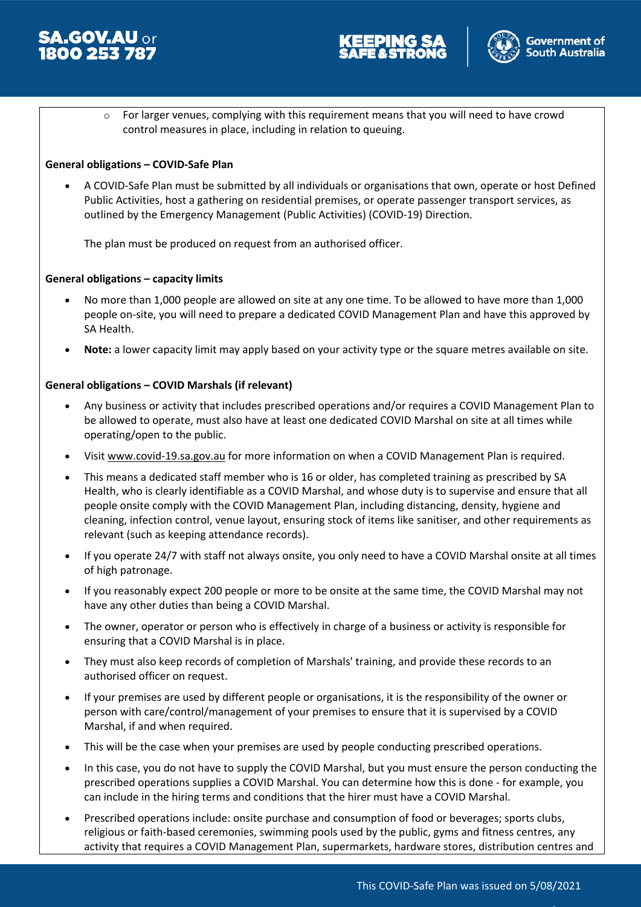- For larger venues, complying with this requirement means that you will need to have crowd control measures in place, including in relation to queuing.

**General obligations – COVID-Safe Plan**

- A COVID-Safe Plan must be submitted by all individuals or organisations that own, operate or host Defined Public Activities, host a gathering on residential premises, or operate passenger transport services, as outlined by the Emergency Management (Public Activities) (COVID-19) Direction.

  The plan must be produced on request from an authorised officer.

**General obligations – capacity limits**

- No more than 1,000 people are allowed on site at any one time. To be allowed to have more than 1,000 people on-site, you will need to prepare a dedicated COVID Management Plan and have this approved by SA Health.
- **Note:** a lower capacity limit may apply based on your activity type or the square metres available on site.

**General obligations – COVID Marshals (if relevant)**

- Any business or activity that includes prescribed operations and/or requires a COVID Management Plan to be allowed to operate, must also have at least one dedicated COVID Marshal on site at all times while operating/open to the public.
- Visit www.covid-19.sa.gov.au for more information on when a COVID Management Plan is required.
- This means a dedicated staff member who is 16 or older, has completed training as prescribed by SA Health, who is clearly identifiable as a COVID Marshal, and whose duty is to supervise and ensure that all people onsite comply with the COVID Management Plan, including distancing, density, hygiene and cleaning, infection control, venue layout, ensuring stock of items like sanitiser, and other requirements as relevant (such as keeping attendance records).
- If you operate 24/7 with staff not always onsite, you only need to have a COVID Marshal onsite at all times of high patronage.
- If you reasonably expect 200 people or more to be onsite at the same time, the COVID Marshal may not have any other duties than being a COVID Marshal.
- The owner, operator or person who is effectively in charge of a business or activity is responsible for ensuring that a COVID Marshal is in place.
- They must also keep records of completion of Marshals' training, and provide these records to an authorised officer on request.
- If your premises are used by different people or organisations, it is the responsibility of the owner or person with care/control/management of your premises to ensure that it is supervised by a COVID Marshal, if and when required.
- This will be the case when your premises are used by people conducting prescribed operations.
- In this case, you do not have to supply the COVID Marshal, but you must ensure the person conducting the prescribed operations supplies a COVID Marshal. You can determine how this is done - for example, you can include in the hiring terms and conditions that the hirer must have a COVID Marshal.
- Prescribed operations include: onsite purchase and consumption of food or beverages; sports clubs, religious or faith-based ceremonies, swimming pools used by the public, gyms and fitness centres, any activity that requires a COVID Management Plan, supermarkets, hardware stores, distribution centres and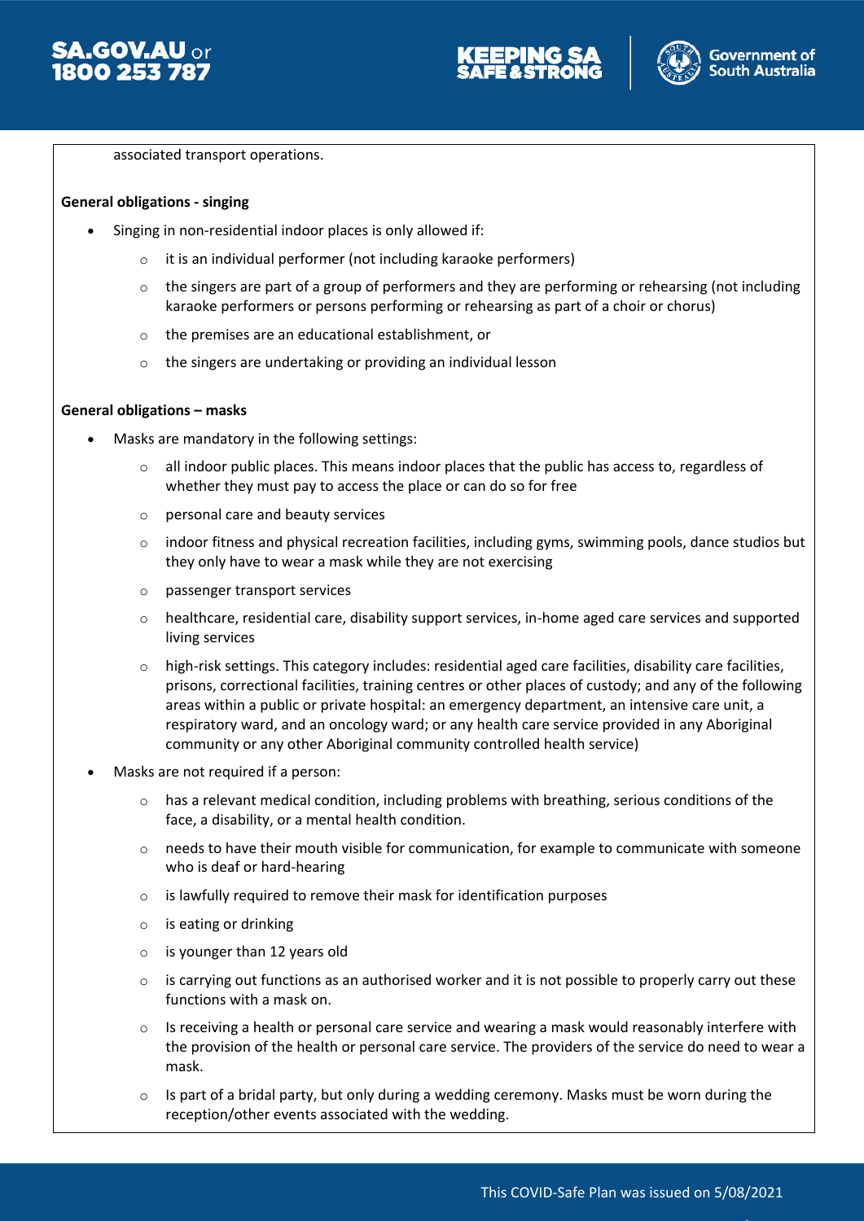associated transport operations.

**General obligations - singing**

- Singing in non-residential indoor places is only allowed if:
  - it is an individual performer (not including karaoke performers)
  - the singers are part of a group of performers and they are performing or rehearsing (not including karaoke performers or persons performing or rehearsing as part of a choir or chorus)
  - the premises are an educational establishment, or
  - the singers are undertaking or providing an individual lesson

**General obligations – masks**

- Masks are mandatory in the following settings:
  - all indoor public places. This means indoor places that the public has access to, regardless of whether they must pay to access the place or can do so for free
  - personal care and beauty services
  - indoor fitness and physical recreation facilities, including gyms, swimming pools, dance studios but they only have to wear a mask while they are not exercising
  - passenger transport services
  - healthcare, residential care, disability support services, in-home aged care services and supported living services
  - high-risk settings. This category includes: residential aged care facilities, disability care facilities, prisons, correctional facilities, training centres or other places of custody; and any of the following areas within a public or private hospital: an emergency department, an intensive care unit, a respiratory ward, and an oncology ward; or any health care service provided in any Aboriginal community or any other Aboriginal community controlled health service)
- Masks are not required if a person:
  - has a relevant medical condition, including problems with breathing, serious conditions of the face, a disability, or a mental health condition.
  - needs to have their mouth visible for communication, for example to communicate with someone who is deaf or hard-hearing
  - is lawfully required to remove their mask for identification purposes
  - is eating or drinking
  - is younger than 12 years old
  - is carrying out functions as an authorised worker and it is not possible to properly carry out these functions with a mask on.
  - Is receiving a health or personal care service and wearing a mask would reasonably interfere with the provision of the health or personal care service. The providers of the service do need to wear a mask.
  - Is part of a bridal party, but only during a wedding ceremony. Masks must be worn during the reception/other events associated with the wedding.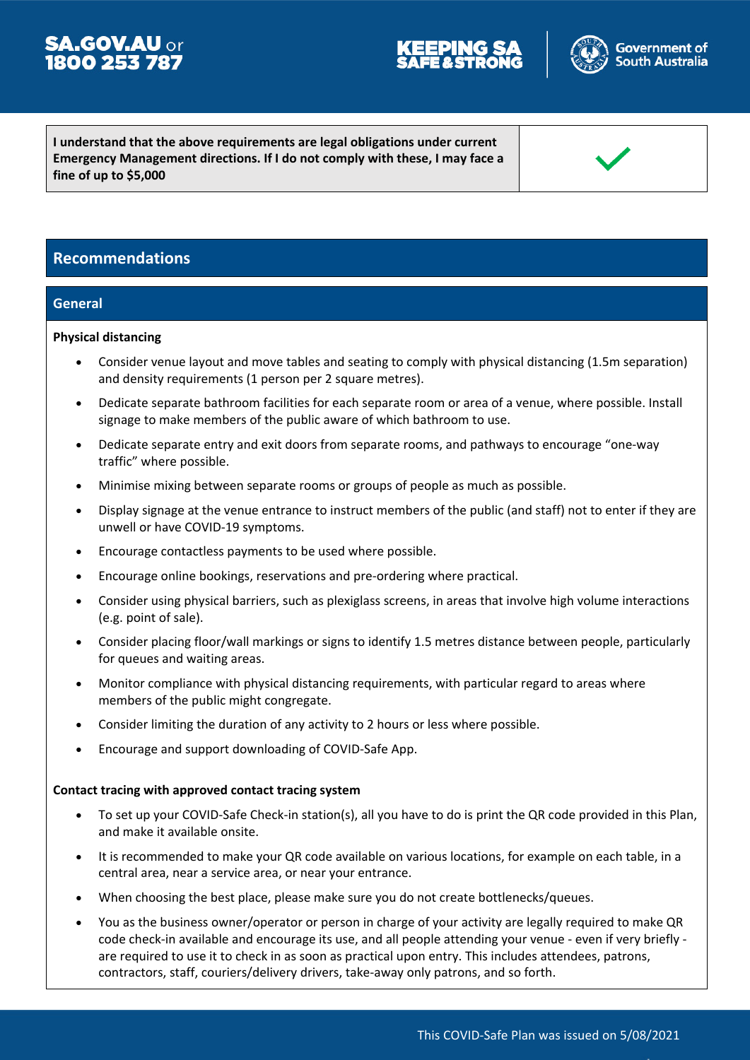| I understand that the above requirements are legal obligations under current Emergency Management directions. If I do not comply with these, I may face a fine of up to $5,000 | ✓ |
|---|---|

## Recommendations

### General

**Physical distancing**

- Consider venue layout and move tables and seating to comply with physical distancing (1.5m separation) and density requirements (1 person per 2 square metres).
- Dedicate separate bathroom facilities for each separate room or area of a venue, where possible. Install signage to make members of the public aware of which bathroom to use.
- Dedicate separate entry and exit doors from separate rooms, and pathways to encourage "one-way traffic" where possible.
- Minimise mixing between separate rooms or groups of people as much as possible.
- Display signage at the venue entrance to instruct members of the public (and staff) not to enter if they are unwell or have COVID-19 symptoms.
- Encourage contactless payments to be used where possible.
- Encourage online bookings, reservations and pre-ordering where practical.
- Consider using physical barriers, such as plexiglass screens, in areas that involve high volume interactions (e.g. point of sale).
- Consider placing floor/wall markings or signs to identify 1.5 metres distance between people, particularly for queues and waiting areas.
- Monitor compliance with physical distancing requirements, with particular regard to areas where members of the public might congregate.
- Consider limiting the duration of any activity to 2 hours or less where possible.
- Encourage and support downloading of COVID-Safe App.

**Contact tracing with approved contact tracing system**

- To set up your COVID-Safe Check-in station(s), all you have to do is print the QR code provided in this Plan, and make it available onsite.
- It is recommended to make your QR code available on various locations, for example on each table, in a central area, near a service area, or near your entrance.
- When choosing the best place, please make sure you do not create bottlenecks/queues.
- You as the business owner/operator or person in charge of your activity are legally required to make QR code check-in available and encourage its use, and all people attending your venue - even if very briefly - are required to use it to check in as soon as practical upon entry. This includes attendees, patrons, contractors, staff, couriers/delivery drivers, take-away only patrons, and so forth.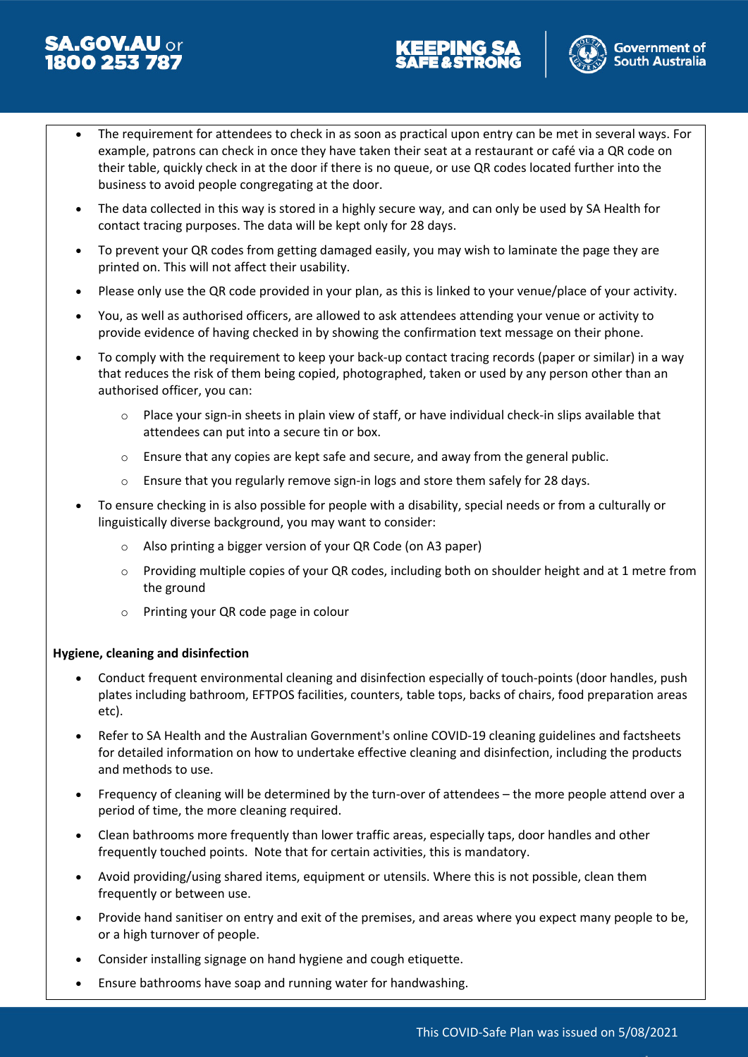- The requirement for attendees to check in as soon as practical upon entry can be met in several ways. For example, patrons can check in once they have taken their seat at a restaurant or café via a QR code on their table, quickly check in at the door if there is no queue, or use QR codes located further into the business to avoid people congregating at the door.
- The data collected in this way is stored in a highly secure way, and can only be used by SA Health for contact tracing purposes. The data will be kept only for 28 days.
- To prevent your QR codes from getting damaged easily, you may wish to laminate the page they are printed on. This will not affect their usability.
- Please only use the QR code provided in your plan, as this is linked to your venue/place of your activity.
- You, as well as authorised officers, are allowed to ask attendees attending your venue or activity to provide evidence of having checked in by showing the confirmation text message on their phone.
- To comply with the requirement to keep your back-up contact tracing records (paper or similar) in a way that reduces the risk of them being copied, photographed, taken or used by any person other than an authorised officer, you can:
  - Place your sign-in sheets in plain view of staff, or have individual check-in slips available that attendees can put into a secure tin or box.
  - Ensure that any copies are kept safe and secure, and away from the general public.
  - Ensure that you regularly remove sign-in logs and store them safely for 28 days.
- To ensure checking in is also possible for people with a disability, special needs or from a culturally or linguistically diverse background, you may want to consider:
  - Also printing a bigger version of your QR Code (on A3 paper)
  - Providing multiple copies of your QR codes, including both on shoulder height and at 1 metre from the ground
  - Printing your QR code page in colour

**Hygiene, cleaning and disinfection**

- Conduct frequent environmental cleaning and disinfection especially of touch-points (door handles, push plates including bathroom, EFTPOS facilities, counters, table tops, backs of chairs, food preparation areas etc).
- Refer to SA Health and the Australian Government's online COVID-19 cleaning guidelines and factsheets for detailed information on how to undertake effective cleaning and disinfection, including the products and methods to use.
- Frequency of cleaning will be determined by the turn-over of attendees – the more people attend over a period of time, the more cleaning required.
- Clean bathrooms more frequently than lower traffic areas, especially taps, door handles and other frequently touched points. Note that for certain activities, this is mandatory.
- Avoid providing/using shared items, equipment or utensils. Where this is not possible, clean them frequently or between use.
- Provide hand sanitiser on entry and exit of the premises, and areas where you expect many people to be, or a high turnover of people.
- Consider installing signage on hand hygiene and cough etiquette.
- Ensure bathrooms have soap and running water for handwashing.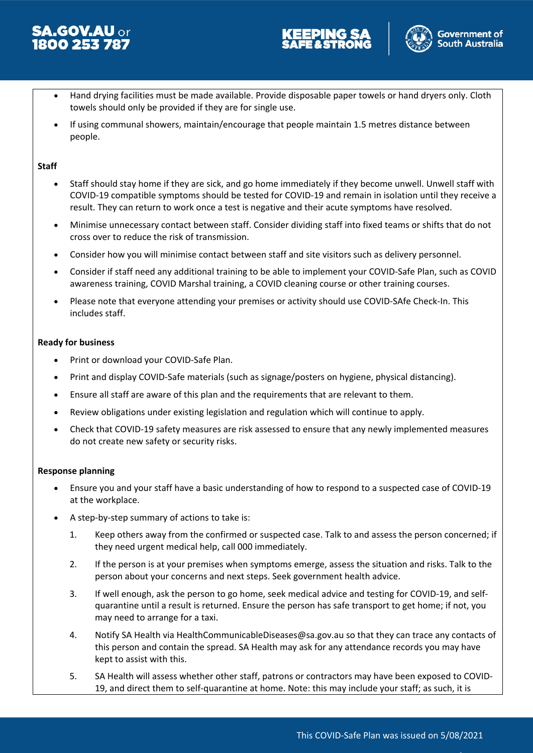- Hand drying facilities must be made available. Provide disposable paper towels or hand dryers only. Cloth towels should only be provided if they are for single use.
- If using communal showers, maintain/encourage that people maintain 1.5 metres distance between people.

**Staff**

- Staff should stay home if they are sick, and go home immediately if they become unwell. Unwell staff with COVID-19 compatible symptoms should be tested for COVID-19 and remain in isolation until they receive a result. They can return to work once a test is negative and their acute symptoms have resolved.
- Minimise unnecessary contact between staff. Consider dividing staff into fixed teams or shifts that do not cross over to reduce the risk of transmission.
- Consider how you will minimise contact between staff and site visitors such as delivery personnel.
- Consider if staff need any additional training to be able to implement your COVID-Safe Plan, such as COVID awareness training, COVID Marshal training, a COVID cleaning course or other training courses.
- Please note that everyone attending your premises or activity should use COVID-SAfe Check-In. This includes staff.

**Ready for business**

- Print or download your COVID-Safe Plan.
- Print and display COVID-Safe materials (such as signage/posters on hygiene, physical distancing).
- Ensure all staff are aware of this plan and the requirements that are relevant to them.
- Review obligations under existing legislation and regulation which will continue to apply.
- Check that COVID-19 safety measures are risk assessed to ensure that any newly implemented measures do not create new safety or security risks.

**Response planning**

- Ensure you and your staff have a basic understanding of how to respond to a suspected case of COVID-19 at the workplace.
- A step-by-step summary of actions to take is:
  1. Keep others away from the confirmed or suspected case. Talk to and assess the person concerned; if they need urgent medical help, call 000 immediately.
  2. If the person is at your premises when symptoms emerge, assess the situation and risks. Talk to the person about your concerns and next steps. Seek government health advice.
  3. If well enough, ask the person to go home, seek medical advice and testing for COVID-19, and self-quarantine until a result is returned. Ensure the person has safe transport to get home; if not, you may need to arrange for a taxi.
  4. Notify SA Health via HealthCommunicableDiseases@sa.gov.au so that they can trace any contacts of this person and contain the spread. SA Health may ask for any attendance records you may have kept to assist with this.
  5. SA Health will assess whether other staff, patrons or contractors may have been exposed to COVID-19, and direct them to self-quarantine at home. Note: this may include your staff; as such, it is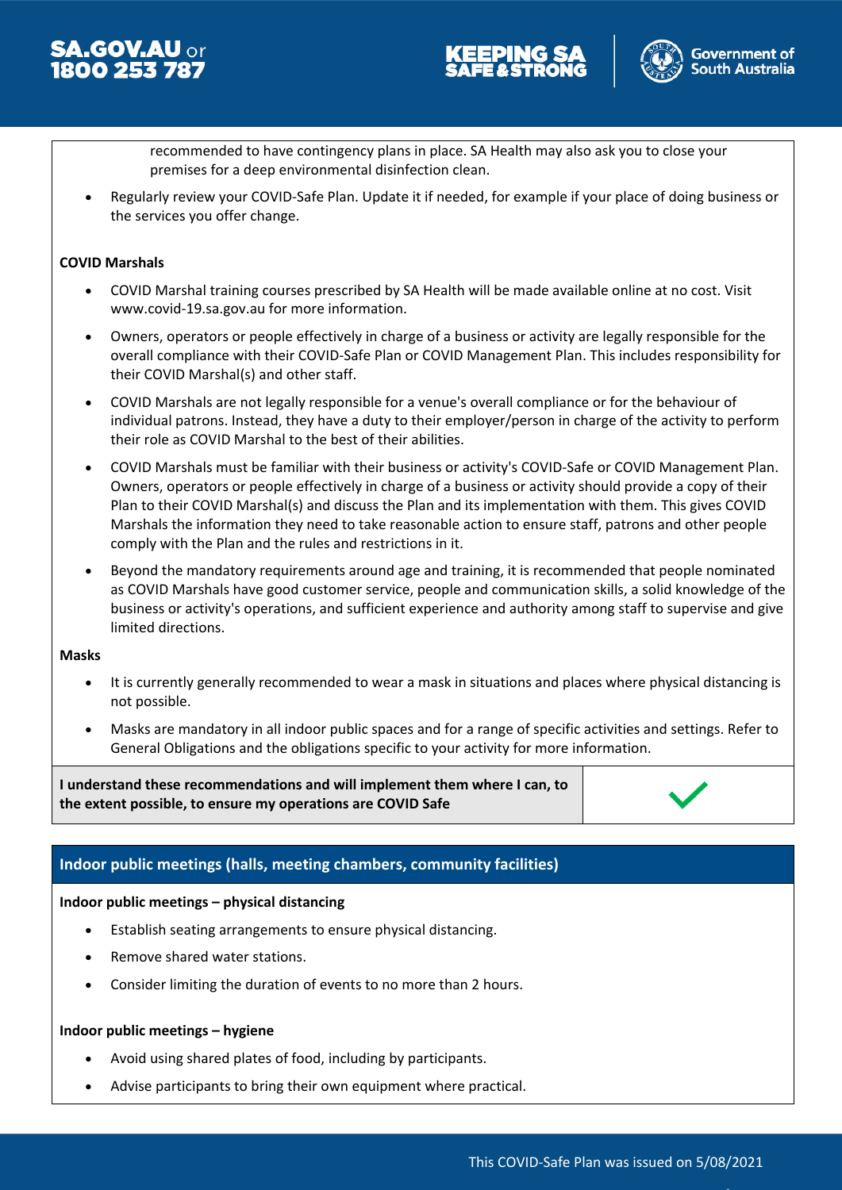recommended to have contingency plans in place. SA Health may also ask you to close your premises for a deep environmental disinfection clean.

- Regularly review your COVID-Safe Plan. Update it if needed, for example if your place of doing business or the services you offer change.

**COVID Marshals**

- COVID Marshal training courses prescribed by SA Health will be made available online at no cost. Visit www.covid-19.sa.gov.au for more information.
- Owners, operators or people effectively in charge of a business or activity are legally responsible for the overall compliance with their COVID-Safe Plan or COVID Management Plan. This includes responsibility for their COVID Marshal(s) and other staff.
- COVID Marshals are not legally responsible for a venue's overall compliance or for the behaviour of individual patrons. Instead, they have a duty to their employer/person in charge of the activity to perform their role as COVID Marshal to the best of their abilities.
- COVID Marshals must be familiar with their business or activity's COVID-Safe or COVID Management Plan. Owners, operators or people effectively in charge of a business or activity should provide a copy of their Plan to their COVID Marshal(s) and discuss the Plan and its implementation with them. This gives COVID Marshals the information they need to take reasonable action to ensure staff, patrons and other people comply with the Plan and the rules and restrictions in it.
- Beyond the mandatory requirements around age and training, it is recommended that people nominated as COVID Marshals have good customer service, people and communication skills, a solid knowledge of the business or activity's operations, and sufficient experience and authority among staff to supervise and give limited directions.

**Masks**

- It is currently generally recommended to wear a mask in situations and places where physical distancing is not possible.
- Masks are mandatory in all indoor public spaces and for a range of specific activities and settings. Refer to General Obligations and the obligations specific to your activity for more information.

| **I understand these recommendations and will implement them where I can, to the extent possible, to ensure my operations are COVID Safe** | ✓ |
|---|---|

## Indoor public meetings (halls, meeting chambers, community facilities)

**Indoor public meetings – physical distancing**

- Establish seating arrangements to ensure physical distancing.
- Remove shared water stations.
- Consider limiting the duration of events to no more than 2 hours.

**Indoor public meetings – hygiene**

- Avoid using shared plates of food, including by participants.
- Advise participants to bring their own equipment where practical.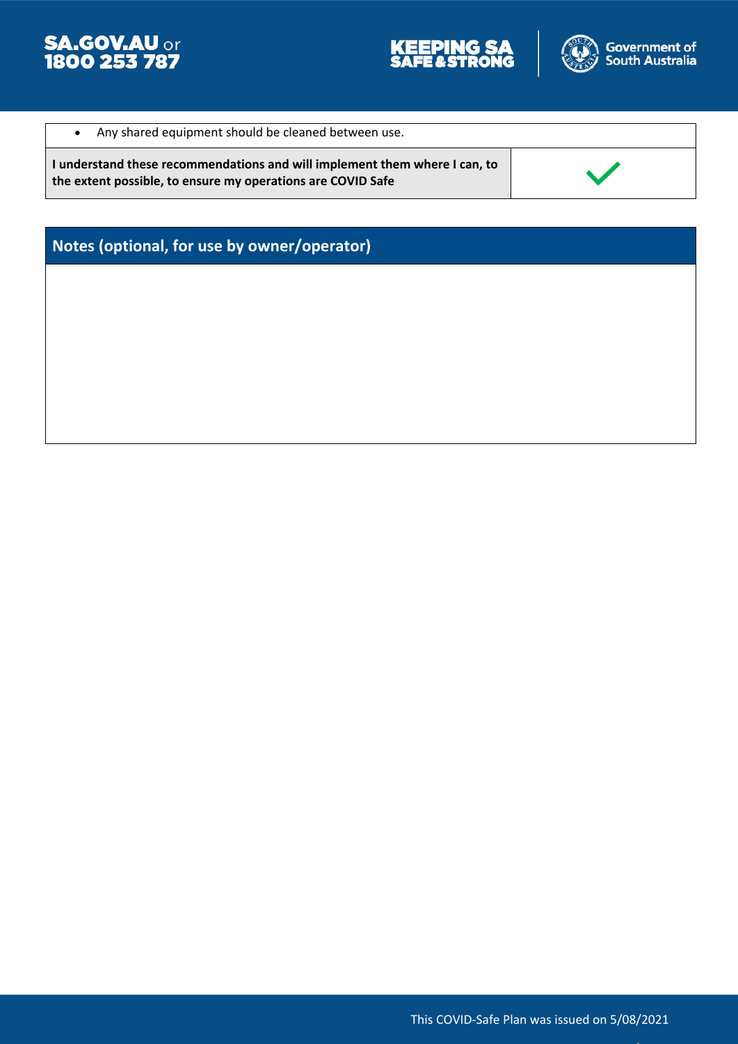| | |
|---|---|
| • Any shared equipment should be cleaned between use. | |
| **I understand these recommendations and will implement them where I can, to the extent possible, to ensure my operations are COVID Safe** | ✓ |

## Notes (optional, for use by owner/operator)

This COVID-Safe Plan was issued on 5/08/2021